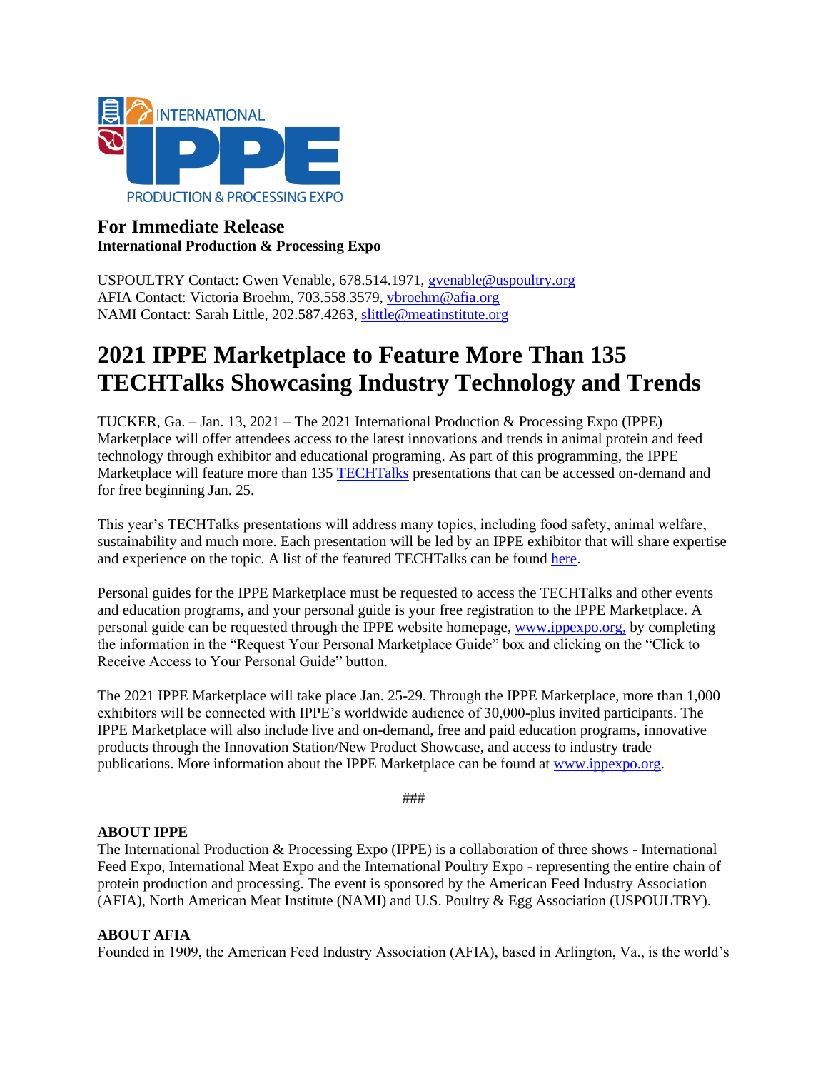**For Immediate Release**
**International Production & Processing Expo**

USPOULTRY Contact: Gwen Venable, 678.514.1971, gvenable@uspoultry.org
AFIA Contact: Victoria Broehm, 703.558.3579, vbroehm@afia.org
NAMI Contact: Sarah Little, 202.587.4263, slittle@meatinstitute.org

# 2021 IPPE Marketplace to Feature More Than 135 TECHTalks Showcasing Industry Technology and Trends

TUCKER, Ga. – Jan. 13, 2021 – The 2021 International Production & Processing Expo (IPPE) Marketplace will offer attendees access to the latest innovations and trends in animal protein and feed technology through exhibitor and educational programing. As part of this programming, the IPPE Marketplace will feature more than 135 TECHTalks presentations that can be accessed on-demand and for free beginning Jan. 25.

This year's TECHTalks presentations will address many topics, including food safety, animal welfare, sustainability and much more. Each presentation will be led by an IPPE exhibitor that will share expertise and experience on the topic. A list of the featured TECHTalks can be found here.

Personal guides for the IPPE Marketplace must be requested to access the TECHTalks and other events and education programs, and your personal guide is your free registration to the IPPE Marketplace. A personal guide can be requested through the IPPE website homepage, www.ippexpo.org, by completing the information in the "Request Your Personal Marketplace Guide" box and clicking on the "Click to Receive Access to Your Personal Guide" button.

The 2021 IPPE Marketplace will take place Jan. 25-29. Through the IPPE Marketplace, more than 1,000 exhibitors will be connected with IPPE's worldwide audience of 30,000-plus invited participants. The IPPE Marketplace will also include live and on-demand, free and paid education programs, innovative products through the Innovation Station/New Product Showcase, and access to industry trade publications. More information about the IPPE Marketplace can be found at www.ippexpo.org.

###

**ABOUT IPPE**
The International Production & Processing Expo (IPPE) is a collaboration of three shows - International Feed Expo, International Meat Expo and the International Poultry Expo - representing the entire chain of protein production and processing. The event is sponsored by the American Feed Industry Association (AFIA), North American Meat Institute (NAMI) and U.S. Poultry & Egg Association (USPOULTRY).

**ABOUT AFIA**
Founded in 1909, the American Feed Industry Association (AFIA), based in Arlington, Va., is the world's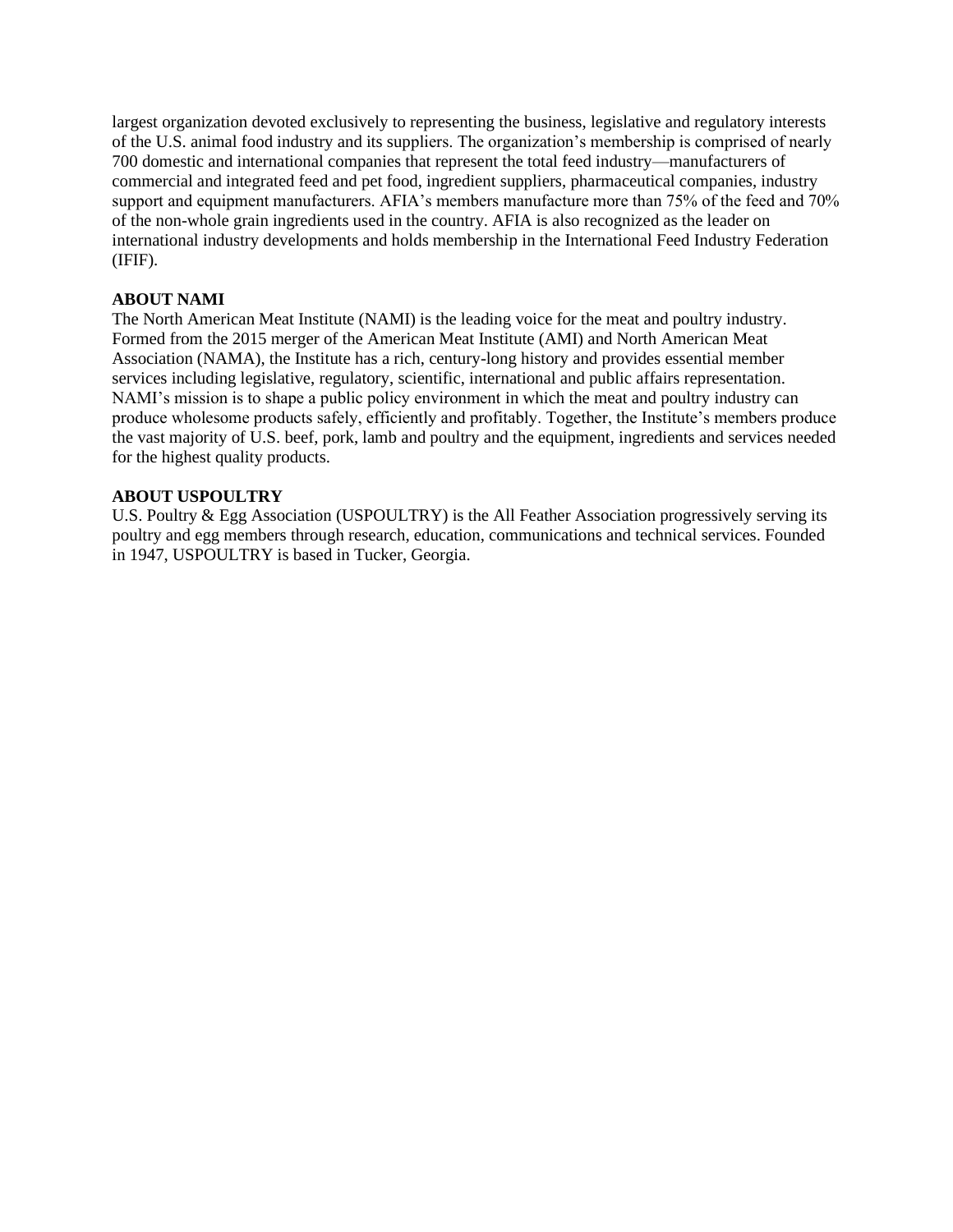largest organization devoted exclusively to representing the business, legislative and regulatory interests of the U.S. animal food industry and its suppliers. The organization's membership is comprised of nearly 700 domestic and international companies that represent the total feed industry—manufacturers of commercial and integrated feed and pet food, ingredient suppliers, pharmaceutical companies, industry support and equipment manufacturers. AFIA's members manufacture more than 75% of the feed and 70% of the non-whole grain ingredients used in the country. AFIA is also recognized as the leader on international industry developments and holds membership in the International Feed Industry Federation (IFIF).

**ABOUT NAMI**

The North American Meat Institute (NAMI) is the leading voice for the meat and poultry industry. Formed from the 2015 merger of the American Meat Institute (AMI) and North American Meat Association (NAMA), the Institute has a rich, century-long history and provides essential member services including legislative, regulatory, scientific, international and public affairs representation. NAMI's mission is to shape a public policy environment in which the meat and poultry industry can produce wholesome products safely, efficiently and profitably. Together, the Institute's members produce the vast majority of U.S. beef, pork, lamb and poultry and the equipment, ingredients and services needed for the highest quality products.

**ABOUT USPOULTRY**

U.S. Poultry & Egg Association (USPOULTRY) is the All Feather Association progressively serving its poultry and egg members through research, education, communications and technical services. Founded in 1947, USPOULTRY is based in Tucker, Georgia.